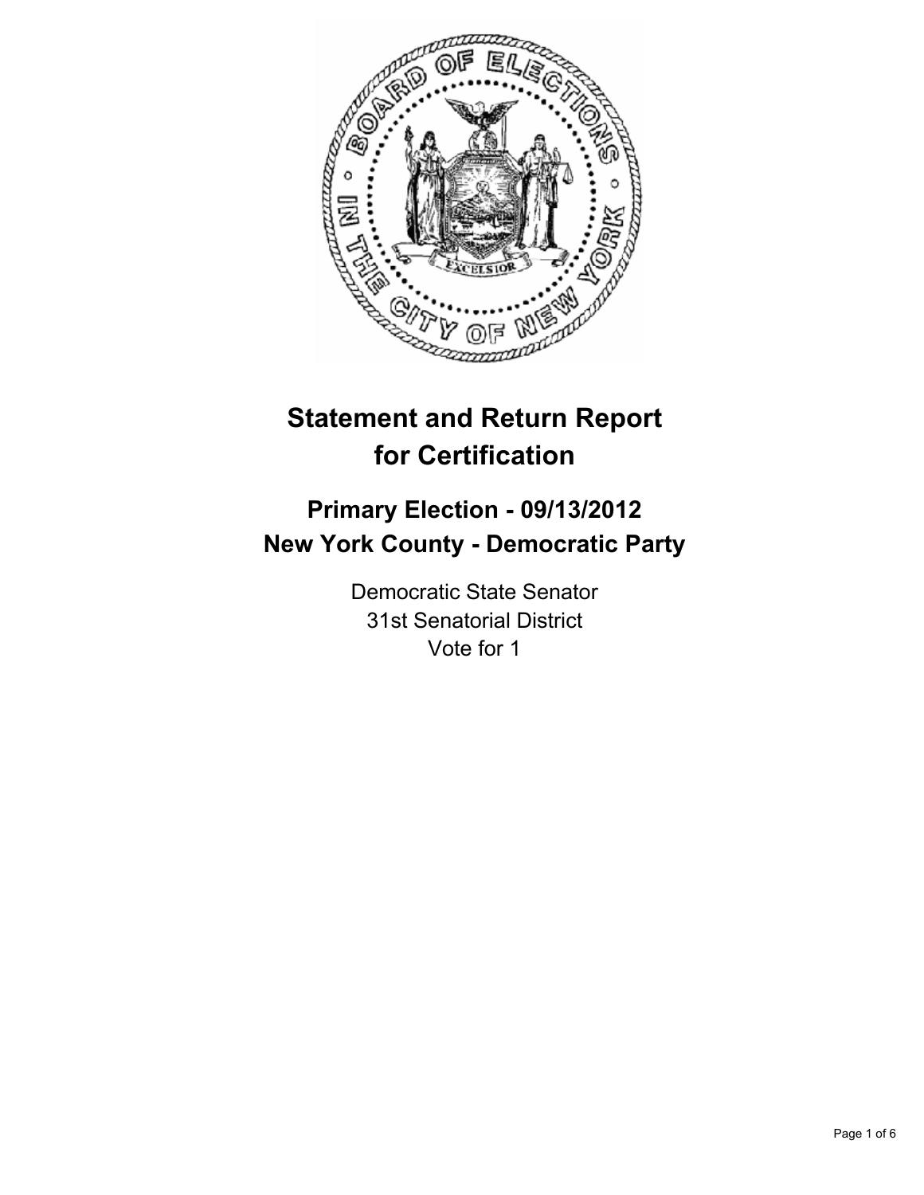# Statement and Return Report for Certification

## Primary Election - 09/13/2012
## New York County - Democratic Party

Democratic State Senator
31st Senatorial District
Vote for 1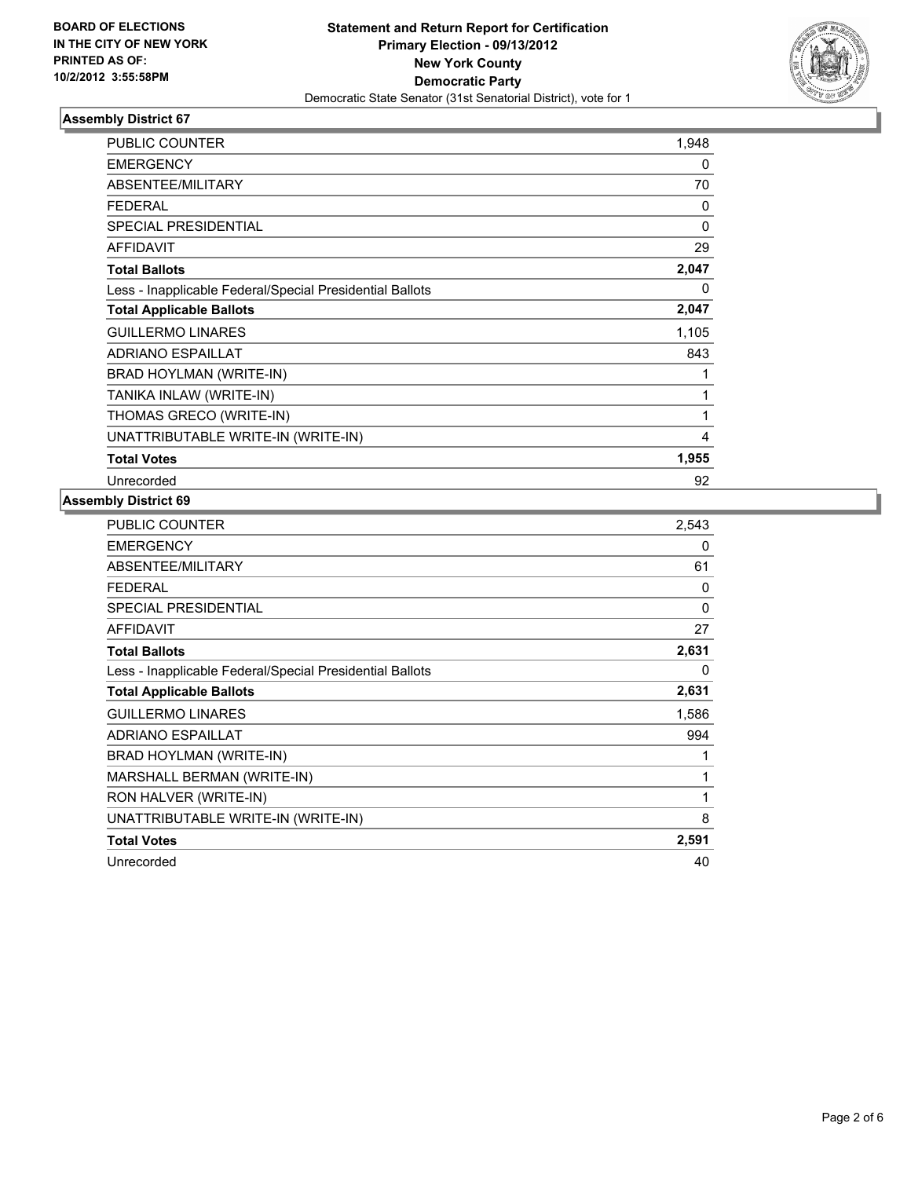**BOARD OF ELECTIONS IN THE CITY OF NEW YORK PRINTED AS OF: 10/2/2012 3:55:58PM**

**Statement and Return Report for Certification**
**Primary Election - 09/13/2012**
**New York County**
**Democratic Party**
Democratic State Senator (31st Senatorial District), vote for 1

### Assembly District 67

| | |
|---|---|
| PUBLIC COUNTER | 1,948 |
| EMERGENCY | 0 |
| ABSENTEE/MILITARY | 70 |
| FEDERAL | 0 |
| SPECIAL PRESIDENTIAL | 0 |
| AFFIDAVIT | 29 |
| **Total Ballots** | **2,047** |
| Less - Inapplicable Federal/Special Presidential Ballots | 0 |
| **Total Applicable Ballots** | **2,047** |
| GUILLERMO LINARES | 1,105 |
| ADRIANO ESPAILLAT | 843 |
| BRAD HOYLMAN (WRITE-IN) | 1 |
| TANIKA INLAW (WRITE-IN) | 1 |
| THOMAS GRECO (WRITE-IN) | 1 |
| UNATTRIBUTABLE WRITE-IN (WRITE-IN) | 4 |
| **Total Votes** | **1,955** |
| Unrecorded | 92 |

### Assembly District 69

| | |
|---|---|
| PUBLIC COUNTER | 2,543 |
| EMERGENCY | 0 |
| ABSENTEE/MILITARY | 61 |
| FEDERAL | 0 |
| SPECIAL PRESIDENTIAL | 0 |
| AFFIDAVIT | 27 |
| **Total Ballots** | **2,631** |
| Less - Inapplicable Federal/Special Presidential Ballots | 0 |
| **Total Applicable Ballots** | **2,631** |
| GUILLERMO LINARES | 1,586 |
| ADRIANO ESPAILLAT | 994 |
| BRAD HOYLMAN (WRITE-IN) | 1 |
| MARSHALL BERMAN (WRITE-IN) | 1 |
| RON HALVER (WRITE-IN) | 1 |
| UNATTRIBUTABLE WRITE-IN (WRITE-IN) | 8 |
| **Total Votes** | **2,591** |
| Unrecorded | 40 |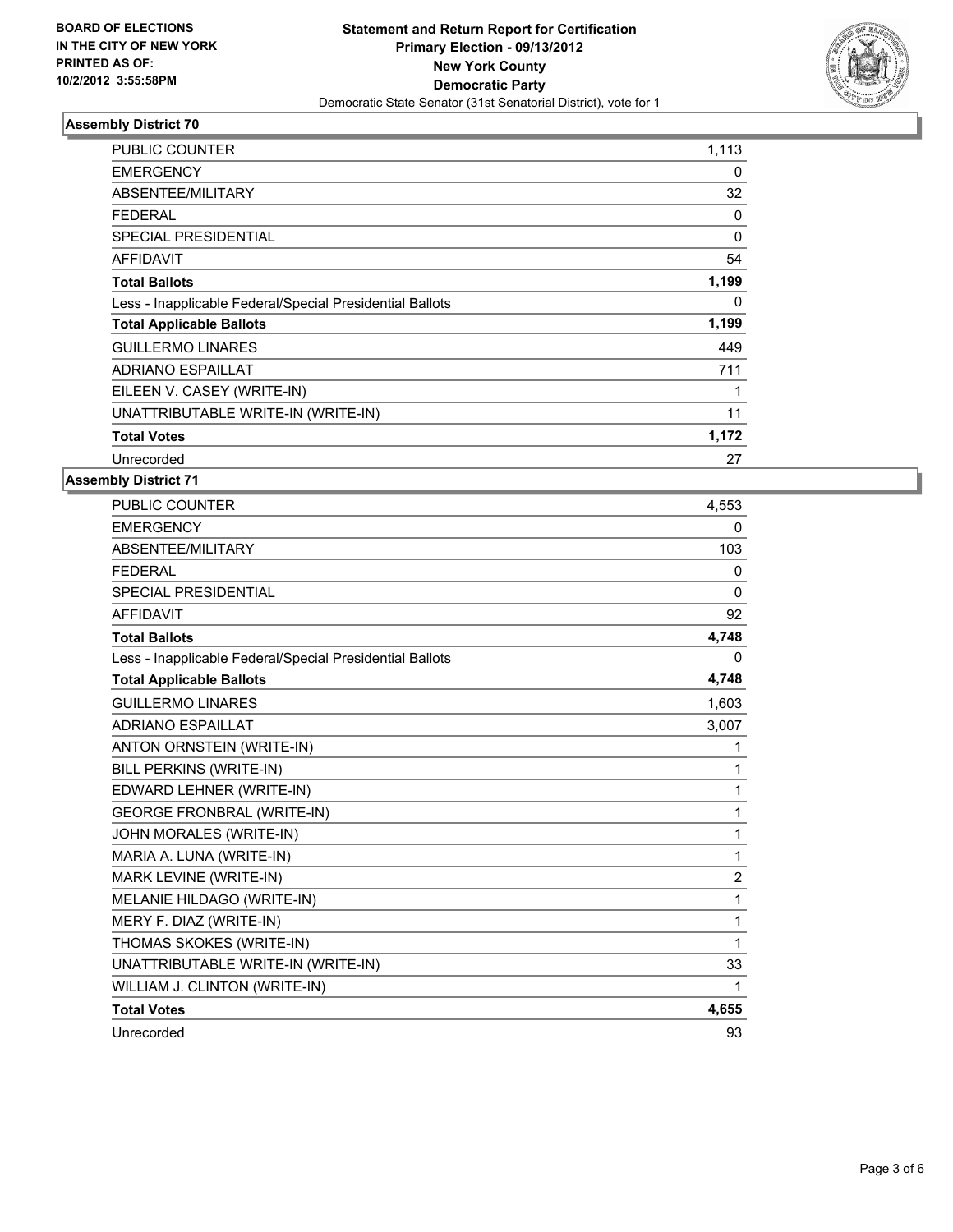**BOARD OF ELECTIONS IN THE CITY OF NEW YORK PRINTED AS OF: 10/2/2012 3:55:58PM**

**Statement and Return Report for Certification**
**Primary Election - 09/13/2012**
**New York County**
**Democratic Party**
Democratic State Senator (31st Senatorial District), vote for 1

### Assembly District 70

| | |
|---|---|
| PUBLIC COUNTER | 1,113 |
| EMERGENCY | 0 |
| ABSENTEE/MILITARY | 32 |
| FEDERAL | 0 |
| SPECIAL PRESIDENTIAL | 0 |
| AFFIDAVIT | 54 |
| **Total Ballots** | **1,199** |
| Less - Inapplicable Federal/Special Presidential Ballots | 0 |
| **Total Applicable Ballots** | **1,199** |
| GUILLERMO LINARES | 449 |
| ADRIANO ESPAILLAT | 711 |
| EILEEN V. CASEY (WRITE-IN) | 1 |
| UNATTRIBUTABLE WRITE-IN (WRITE-IN) | 11 |
| **Total Votes** | **1,172** |
| Unrecorded | 27 |

### Assembly District 71

| | |
|---|---|
| PUBLIC COUNTER | 4,553 |
| EMERGENCY | 0 |
| ABSENTEE/MILITARY | 103 |
| FEDERAL | 0 |
| SPECIAL PRESIDENTIAL | 0 |
| AFFIDAVIT | 92 |
| **Total Ballots** | **4,748** |
| Less - Inapplicable Federal/Special Presidential Ballots | 0 |
| **Total Applicable Ballots** | **4,748** |
| GUILLERMO LINARES | 1,603 |
| ADRIANO ESPAILLAT | 3,007 |
| ANTON ORNSTEIN (WRITE-IN) | 1 |
| BILL PERKINS (WRITE-IN) | 1 |
| EDWARD LEHNER (WRITE-IN) | 1 |
| GEORGE FRONBRAL (WRITE-IN) | 1 |
| JOHN MORALES (WRITE-IN) | 1 |
| MARIA A. LUNA (WRITE-IN) | 1 |
| MARK LEVINE (WRITE-IN) | 2 |
| MELANIE HILDAGO (WRITE-IN) | 1 |
| MERY F. DIAZ (WRITE-IN) | 1 |
| THOMAS SKOKES (WRITE-IN) | 1 |
| UNATTRIBUTABLE WRITE-IN (WRITE-IN) | 33 |
| WILLIAM J. CLINTON (WRITE-IN) | 1 |
| **Total Votes** | **4,655** |
| Unrecorded | 93 |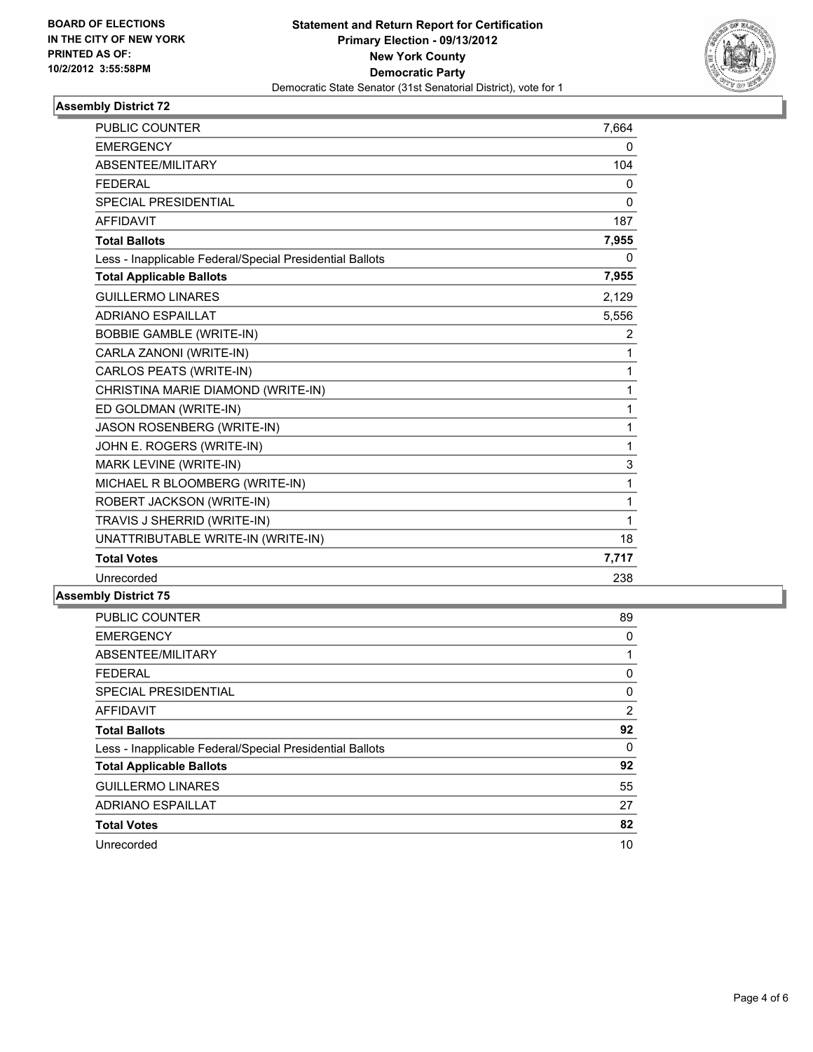**BOARD OF ELECTIONS IN THE CITY OF NEW YORK PRINTED AS OF: 10/2/2012 3:55:58PM**

**Statement and Return Report for Certification**
**Primary Election - 09/13/2012**
**New York County**
**Democratic Party**
Democratic State Senator (31st Senatorial District), vote for 1

### Assembly District 72

| | |
|---|---|
| PUBLIC COUNTER | 7,664 |
| EMERGENCY | 0 |
| ABSENTEE/MILITARY | 104 |
| FEDERAL | 0 |
| SPECIAL PRESIDENTIAL | 0 |
| AFFIDAVIT | 187 |
| **Total Ballots** | **7,955** |
| Less - Inapplicable Federal/Special Presidential Ballots | 0 |
| **Total Applicable Ballots** | **7,955** |
| GUILLERMO LINARES | 2,129 |
| ADRIANO ESPAILLAT | 5,556 |
| BOBBIE GAMBLE (WRITE-IN) | 2 |
| CARLA ZANONI (WRITE-IN) | 1 |
| CARLOS PEATS (WRITE-IN) | 1 |
| CHRISTINA MARIE DIAMOND (WRITE-IN) | 1 |
| ED GOLDMAN (WRITE-IN) | 1 |
| JASON ROSENBERG (WRITE-IN) | 1 |
| JOHN E. ROGERS (WRITE-IN) | 1 |
| MARK LEVINE (WRITE-IN) | 3 |
| MICHAEL R BLOOMBERG (WRITE-IN) | 1 |
| ROBERT JACKSON (WRITE-IN) | 1 |
| TRAVIS J SHERRID (WRITE-IN) | 1 |
| UNATTRIBUTABLE WRITE-IN (WRITE-IN) | 18 |
| **Total Votes** | **7,717** |
| Unrecorded | 238 |

### Assembly District 75

| | |
|---|---|
| PUBLIC COUNTER | 89 |
| EMERGENCY | 0 |
| ABSENTEE/MILITARY | 1 |
| FEDERAL | 0 |
| SPECIAL PRESIDENTIAL | 0 |
| AFFIDAVIT | 2 |
| **Total Ballots** | **92** |
| Less - Inapplicable Federal/Special Presidential Ballots | 0 |
| **Total Applicable Ballots** | **92** |
| GUILLERMO LINARES | 55 |
| ADRIANO ESPAILLAT | 27 |
| **Total Votes** | **82** |
| Unrecorded | 10 |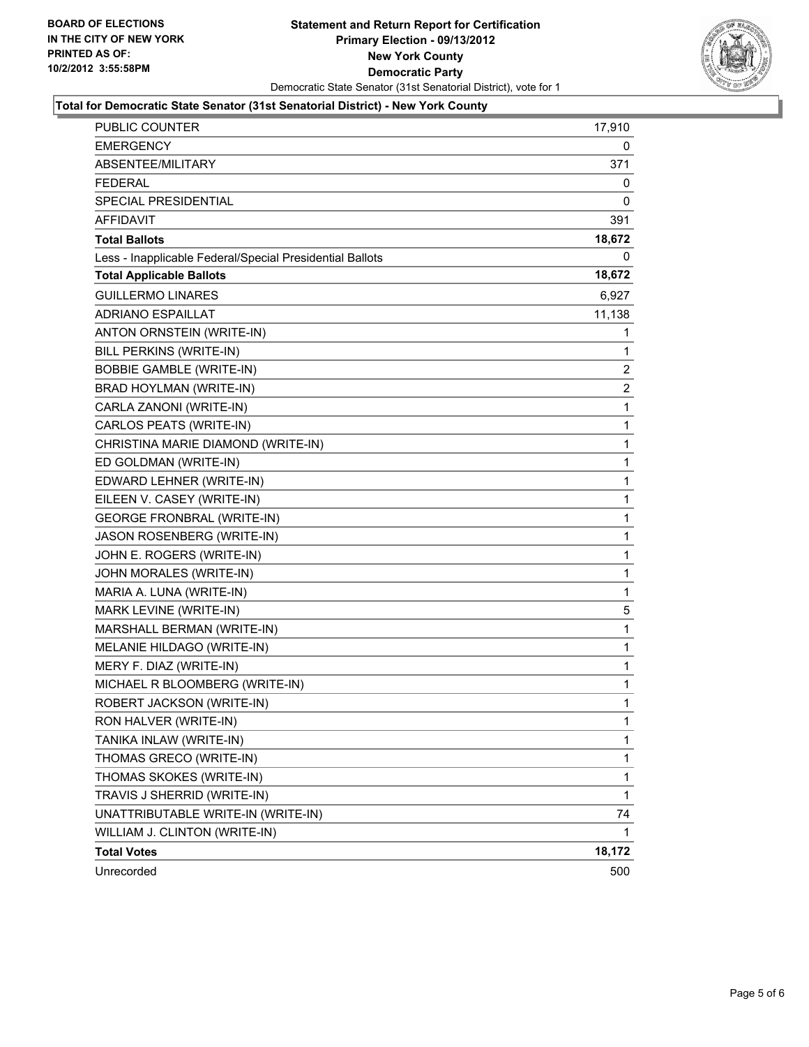**BOARD OF ELECTIONS IN THE CITY OF NEW YORK**
**PRINTED AS OF: 10/2/2012 3:55:58PM**

**Statement and Return Report for Certification**
**Primary Election - 09/13/2012**
**New York County**
**Democratic Party**
Democratic State Senator (31st Senatorial District), vote for 1

**Total for Democratic State Senator (31st Senatorial District) - New York County**

| | |
|---|---|
| PUBLIC COUNTER | 17,910 |
| EMERGENCY | 0 |
| ABSENTEE/MILITARY | 371 |
| FEDERAL | 0 |
| SPECIAL PRESIDENTIAL | 0 |
| AFFIDAVIT | 391 |
| **Total Ballots** | **18,672** |
| Less - Inapplicable Federal/Special Presidential Ballots | 0 |
| **Total Applicable Ballots** | **18,672** |
| GUILLERMO LINARES | 6,927 |
| ADRIANO ESPAILLAT | 11,138 |
| ANTON ORNSTEIN (WRITE-IN) | 1 |
| BILL PERKINS (WRITE-IN) | 1 |
| BOBBIE GAMBLE (WRITE-IN) | 2 |
| BRAD HOYLMAN (WRITE-IN) | 2 |
| CARLA ZANONI (WRITE-IN) | 1 |
| CARLOS PEATS (WRITE-IN) | 1 |
| CHRISTINA MARIE DIAMOND (WRITE-IN) | 1 |
| ED GOLDMAN (WRITE-IN) | 1 |
| EDWARD LEHNER (WRITE-IN) | 1 |
| EILEEN V. CASEY (WRITE-IN) | 1 |
| GEORGE FRONBRAL (WRITE-IN) | 1 |
| JASON ROSENBERG (WRITE-IN) | 1 |
| JOHN E. ROGERS (WRITE-IN) | 1 |
| JOHN MORALES (WRITE-IN) | 1 |
| MARIA A. LUNA (WRITE-IN) | 1 |
| MARK LEVINE (WRITE-IN) | 5 |
| MARSHALL BERMAN (WRITE-IN) | 1 |
| MELANIE HILDAGO (WRITE-IN) | 1 |
| MERY F. DIAZ (WRITE-IN) | 1 |
| MICHAEL R BLOOMBERG (WRITE-IN) | 1 |
| ROBERT JACKSON (WRITE-IN) | 1 |
| RON HALVER (WRITE-IN) | 1 |
| TANIKA INLAW (WRITE-IN) | 1 |
| THOMAS GRECO (WRITE-IN) | 1 |
| THOMAS SKOKES (WRITE-IN) | 1 |
| TRAVIS J SHERRID (WRITE-IN) | 1 |
| UNATTRIBUTABLE WRITE-IN (WRITE-IN) | 74 |
| WILLIAM J. CLINTON (WRITE-IN) | 1 |
| **Total Votes** | **18,172** |
| Unrecorded | 500 |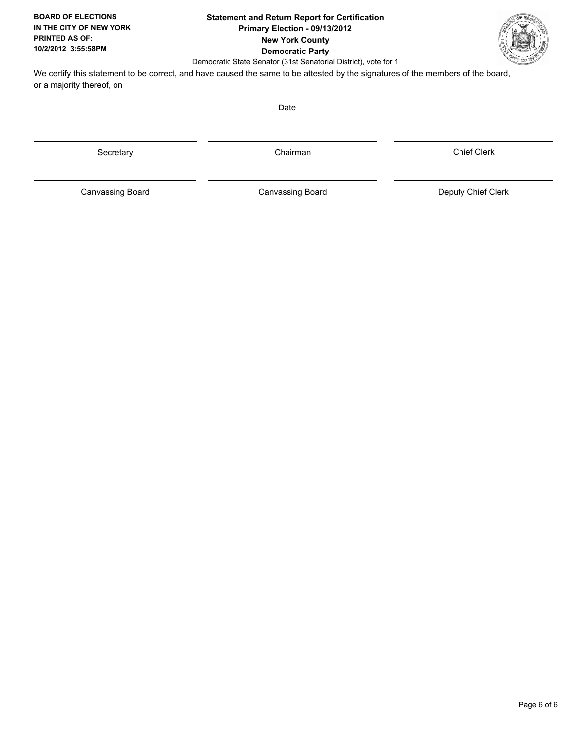**BOARD OF ELECTIONS IN THE CITY OF NEW YORK**
**PRINTED AS OF:**
**10/2/2012 3:55:58PM**

**Statement and Return Report for Certification**
**Primary Election - 09/13/2012**
**New York County**
**Democratic Party**

Democratic State Senator (31st Senatorial District), vote for 1

We certify this statement to be correct, and have caused the same to be attested by the signatures of the members of the board, or a majority thereof, on

______________________________
Date

| | | |
|---|---|---|
| Secretary | Chairman | Chief Clerk |
| Canvassing Board | Canvassing Board | Deputy Chief Clerk |